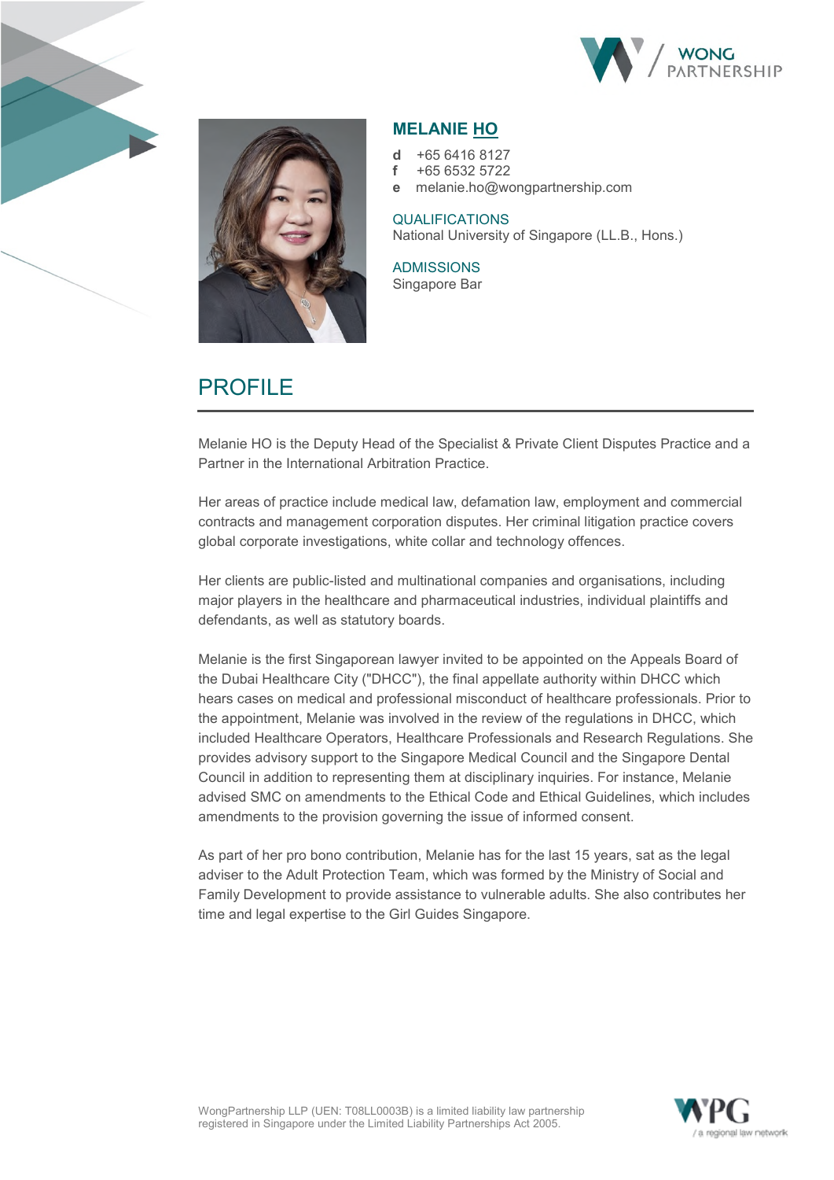# MELANIE HO

**d** +65 6416 8127
**f** +65 6532 5722
**e** melanie.ho@wongpartnership.com

**QUALIFICATIONS**
National University of Singapore (LL.B., Hons.)

**ADMISSIONS**
Singapore Bar

## PROFILE

Melanie HO is the Deputy Head of the Specialist & Private Client Disputes Practice and a Partner in the International Arbitration Practice.

Her areas of practice include medical law, defamation law, employment and commercial contracts and management corporation disputes. Her criminal litigation practice covers global corporate investigations, white collar and technology offences.

Her clients are public-listed and multinational companies and organisations, including major players in the healthcare and pharmaceutical industries, individual plaintiffs and defendants, as well as statutory boards.

Melanie is the first Singaporean lawyer invited to be appointed on the Appeals Board of the Dubai Healthcare City ("DHCC"), the final appellate authority within DHCC which hears cases on medical and professional misconduct of healthcare professionals. Prior to the appointment, Melanie was involved in the review of the regulations in DHCC, which included Healthcare Operators, Healthcare Professionals and Research Regulations. She provides advisory support to the Singapore Medical Council and the Singapore Dental Council in addition to representing them at disciplinary inquiries. For instance, Melanie advised SMC on amendments to the Ethical Code and Ethical Guidelines, which includes amendments to the provision governing the issue of informed consent.

As part of her pro bono contribution, Melanie has for the last 15 years, sat as the legal adviser to the Adult Protection Team, which was formed by the Ministry of Social and Family Development to provide assistance to vulnerable adults. She also contributes her time and legal expertise to the Girl Guides Singapore.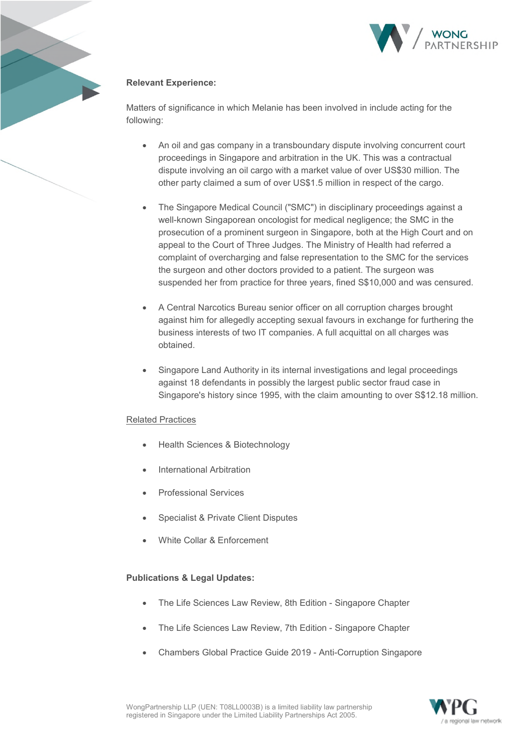**Relevant Experience:**

Matters of significance in which Melanie has been involved in include acting for the following:

- An oil and gas company in a transboundary dispute involving concurrent court proceedings in Singapore and arbitration in the UK. This was a contractual dispute involving an oil cargo with a market value of over US$30 million. The other party claimed a sum of over US$1.5 million in respect of the cargo.
- The Singapore Medical Council ("SMC") in disciplinary proceedings against a well-known Singaporean oncologist for medical negligence; the SMC in the prosecution of a prominent surgeon in Singapore, both at the High Court and on appeal to the Court of Three Judges. The Ministry of Health had referred a complaint of overcharging and false representation to the SMC for the services the surgeon and other doctors provided to a patient. The surgeon was suspended her from practice for three years, fined S$10,000 and was censured.
- A Central Narcotics Bureau senior officer on all corruption charges brought against him for allegedly accepting sexual favours in exchange for furthering the business interests of two IT companies. A full acquittal on all charges was obtained.
- Singapore Land Authority in its internal investigations and legal proceedings against 18 defendants in possibly the largest public sector fraud case in Singapore's history since 1995, with the claim amounting to over S$12.18 million.

Related Practices

- Health Sciences & Biotechnology
- International Arbitration
- Professional Services
- Specialist & Private Client Disputes
- White Collar & Enforcement

**Publications & Legal Updates:**

- The Life Sciences Law Review, 8th Edition - Singapore Chapter
- The Life Sciences Law Review, 7th Edition - Singapore Chapter
- Chambers Global Practice Guide 2019 - Anti-Corruption Singapore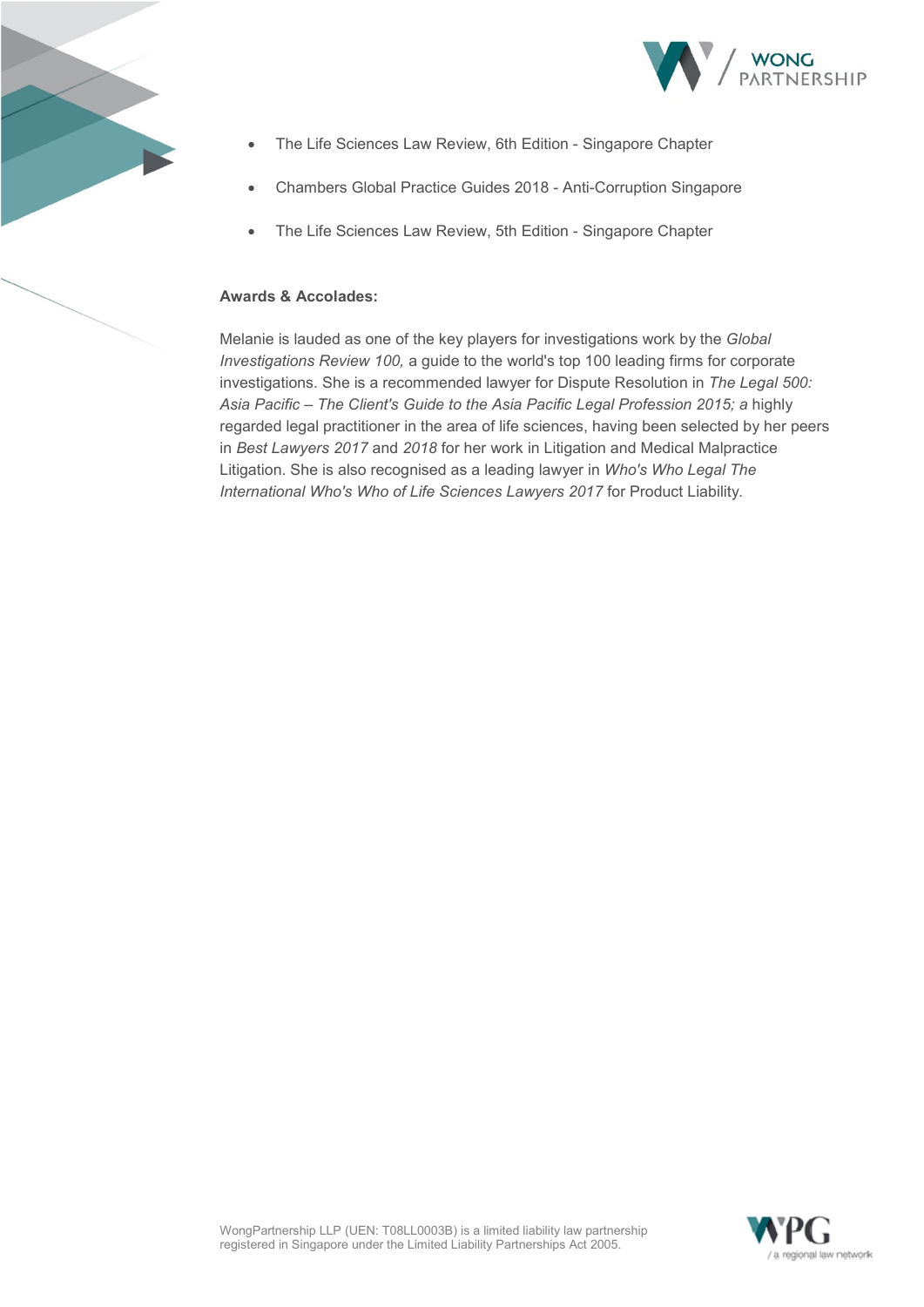- The Life Sciences Law Review, 6th Edition - Singapore Chapter
- Chambers Global Practice Guides 2018 - Anti-Corruption Singapore
- The Life Sciences Law Review, 5th Edition - Singapore Chapter

**Awards & Accolades:**

Melanie is lauded as one of the key players for investigations work by the *Global Investigations Review 100,* a guide to the world's top 100 leading firms for corporate investigations. She is a recommended lawyer for Dispute Resolution in *The Legal 500: Asia Pacific – The Client's Guide to the Asia Pacific Legal Profession 2015; a* highly regarded legal practitioner in the area of life sciences, having been selected by her peers in *Best Lawyers 2017* and *2018* for her work in Litigation and Medical Malpractice Litigation. She is also recognised as a leading lawyer in *Who's Who Legal The International Who's Who of Life Sciences Lawyers 2017* for Product Liability.

WongPartnership LLP (UEN: T08LL0003B) is a limited liability law partnership registered in Singapore under the Limited Liability Partnerships Act 2005.